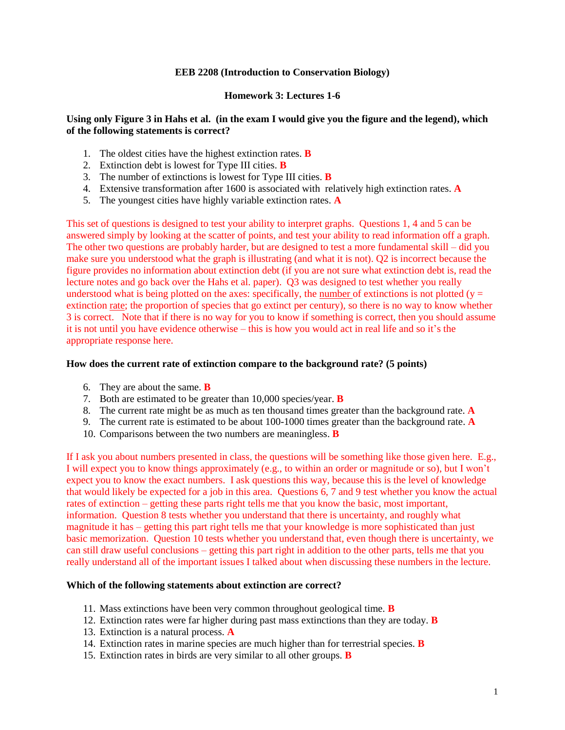**EEB 2208 (Introduction to Conservation Biology)**

**Homework 3: Lectures 1-6**

**Using only Figure 3 in Hahs et al. (in the exam I would give you the figure and the legend), which of the following statements is correct?**

1. The oldest cities have the highest extinction rates. **B**
2. Extinction debt is lowest for Type III cities. **B**
3. The number of extinctions is lowest for Type III cities. **B**
4. Extensive transformation after 1600 is associated with relatively high extinction rates. **A**
5. The youngest cities have highly variable extinction rates. **A**

This set of questions is designed to test your ability to interpret graphs. Questions 1, 4 and 5 can be answered simply by looking at the scatter of points, and test your ability to read information off a graph. The other two questions are probably harder, but are designed to test a more fundamental skill – did you make sure you understood what the graph is illustrating (and what it is not). Q2 is incorrect because the figure provides no information about extinction debt (if you are not sure what extinction debt is, read the lecture notes and go back over the Hahs et al. paper). Q3 was designed to test whether you really understood what is being plotted on the axes: specifically, the number of extinctions is not plotted (y = extinction rate; the proportion of species that go extinct per century), so there is no way to know whether 3 is correct. Note that if there is no way for you to know if something is correct, then you should assume it is not until you have evidence otherwise – this is how you would act in real life and so it's the appropriate response here.

**How does the current rate of extinction compare to the background rate? (5 points)**

6. They are about the same. **B**
7. Both are estimated to be greater than 10,000 species/year. **B**
8. The current rate might be as much as ten thousand times greater than the background rate. **A**
9. The current rate is estimated to be about 100-1000 times greater than the background rate. **A**
10. Comparisons between the two numbers are meaningless. **B**

If I ask you about numbers presented in class, the questions will be something like those given here. E.g., I will expect you to know things approximately (e.g., to within an order or magnitude or so), but I won't expect you to know the exact numbers. I ask questions this way, because this is the level of knowledge that would likely be expected for a job in this area. Questions 6, 7 and 9 test whether you know the actual rates of extinction – getting these parts right tells me that you know the basic, most important, information. Question 8 tests whether you understand that there is uncertainty, and roughly what magnitude it has – getting this part right tells me that your knowledge is more sophisticated than just basic memorization. Question 10 tests whether you understand that, even though there is uncertainty, we can still draw useful conclusions – getting this part right in addition to the other parts, tells me that you really understand all of the important issues I talked about when discussing these numbers in the lecture.

**Which of the following statements about extinction are correct?**

11. Mass extinctions have been very common throughout geological time. **B**
12. Extinction rates were far higher during past mass extinctions than they are today. **B**
13. Extinction is a natural process. **A**
14. Extinction rates in marine species are much higher than for terrestrial species. **B**
15. Extinction rates in birds are very similar to all other groups. **B**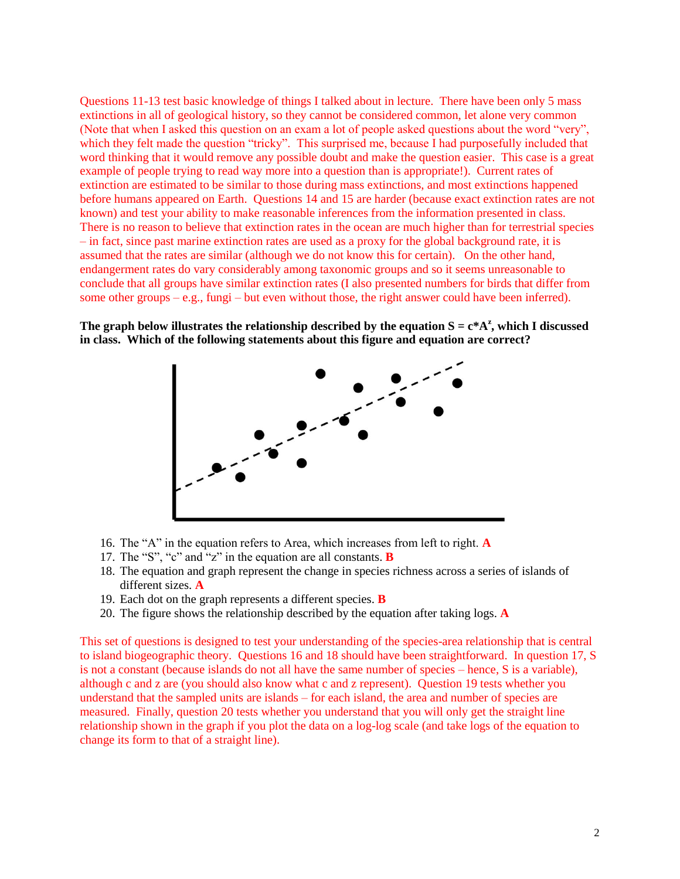Questions 11-13 test basic knowledge of things I talked about in lecture. There have been only 5 mass extinctions in all of geological history, so they cannot be considered common, let alone very common (Note that when I asked this question on an exam a lot of people asked questions about the word "very", which they felt made the question "tricky". This surprised me, because I had purposefully included that word thinking that it would remove any possible doubt and make the question easier. This case is a great example of people trying to read way more into a question than is appropriate!). Current rates of extinction are estimated to be similar to those during mass extinctions, and most extinctions happened before humans appeared on Earth. Questions 14 and 15 are harder (because exact extinction rates are not known) and test your ability to make reasonable inferences from the information presented in class. There is no reason to believe that extinction rates in the ocean are much higher than for terrestrial species – in fact, since past marine extinction rates are used as a proxy for the global background rate, it is assumed that the rates are similar (although we do not know this for certain). On the other hand, endangerment rates do vary considerably among taxonomic groups and so it seems unreasonable to conclude that all groups have similar extinction rates (I also presented numbers for birds that differ from some other groups – e.g., fungi – but even without those, the right answer could have been inferred).

**The graph below illustrates the relationship described by the equation $S = c*A^z$, which I discussed in class. Which of the following statements about this figure and equation are correct?**

16. The "A" in the equation refers to Area, which increases from left to right. **A**
17. The "S", "c" and "z" in the equation are all constants. **B**
18. The equation and graph represent the change in species richness across a series of islands of different sizes. **A**
19. Each dot on the graph represents a different species. **B**
20. The figure shows the relationship described by the equation after taking logs. **A**

This set of questions is designed to test your understanding of the species-area relationship that is central to island biogeographic theory. Questions 16 and 18 should have been straightforward. In question 17, S is not a constant (because islands do not all have the same number of species – hence, S is a variable), although c and z are (you should also know what c and z represent). Question 19 tests whether you understand that the sampled units are islands – for each island, the area and number of species are measured. Finally, question 20 tests whether you understand that you will only get the straight line relationship shown in the graph if you plot the data on a log-log scale (and take logs of the equation to change its form to that of a straight line).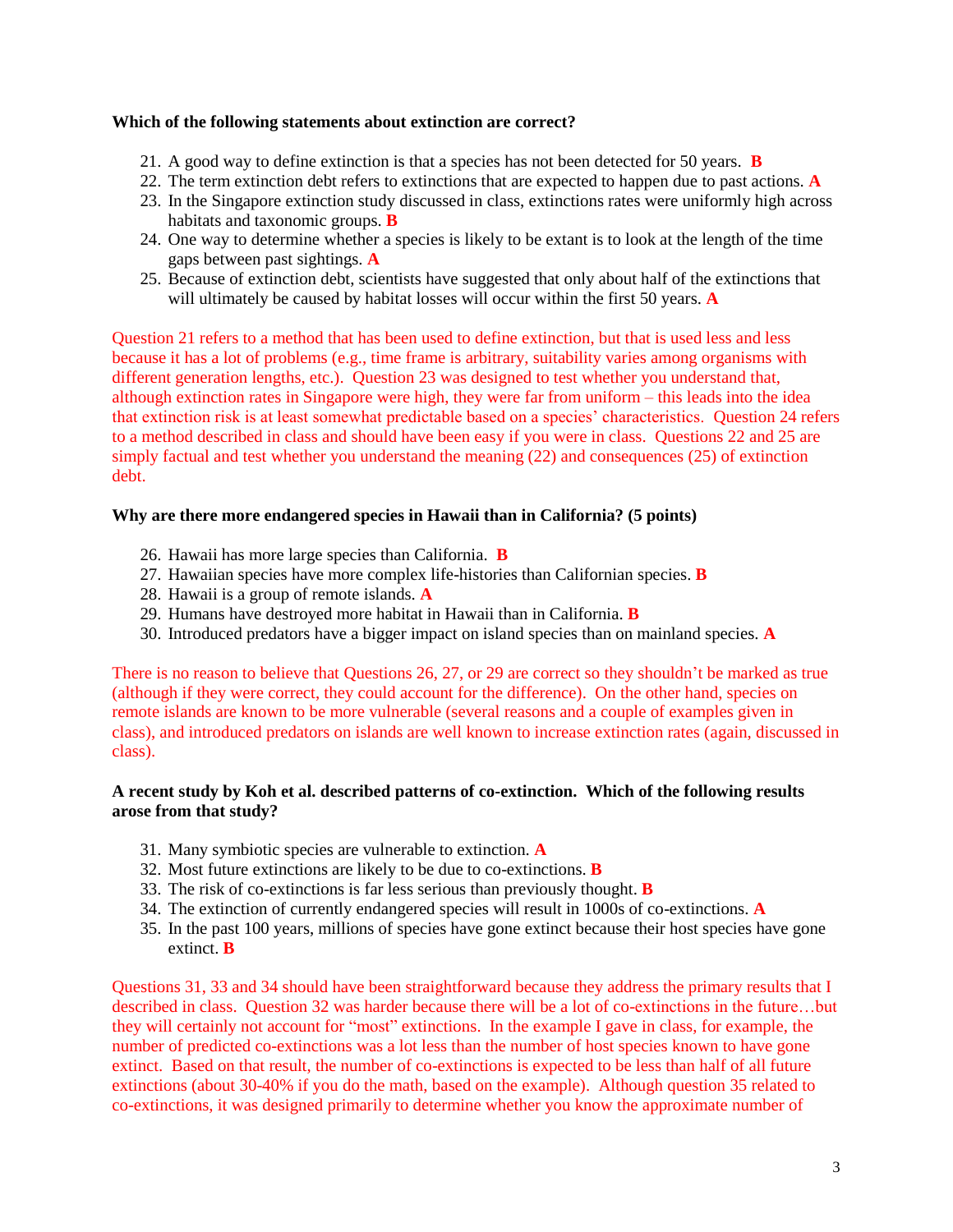**Which of the following statements about extinction are correct?**

21. A good way to define extinction is that a species has not been detected for 50 years. **B**
22. The term extinction debt refers to extinctions that are expected to happen due to past actions. **A**
23. In the Singapore extinction study discussed in class, extinctions rates were uniformly high across habitats and taxonomic groups. **B**
24. One way to determine whether a species is likely to be extant is to look at the length of the time gaps between past sightings. **A**
25. Because of extinction debt, scientists have suggested that only about half of the extinctions that will ultimately be caused by habitat losses will occur within the first 50 years. **A**

Question 21 refers to a method that has been used to define extinction, but that is used less and less because it has a lot of problems (e.g., time frame is arbitrary, suitability varies among organisms with different generation lengths, etc.). Question 23 was designed to test whether you understand that, although extinction rates in Singapore were high, they were far from uniform – this leads into the idea that extinction risk is at least somewhat predictable based on a species' characteristics. Question 24 refers to a method described in class and should have been easy if you were in class. Questions 22 and 25 are simply factual and test whether you understand the meaning (22) and consequences (25) of extinction debt.

**Why are there more endangered species in Hawaii than in California? (5 points)**

26. Hawaii has more large species than California. **B**
27. Hawaiian species have more complex life-histories than Californian species. **B**
28. Hawaii is a group of remote islands. **A**
29. Humans have destroyed more habitat in Hawaii than in California. **B**
30. Introduced predators have a bigger impact on island species than on mainland species. **A**

There is no reason to believe that Questions 26, 27, or 29 are correct so they shouldn't be marked as true (although if they were correct, they could account for the difference). On the other hand, species on remote islands are known to be more vulnerable (several reasons and a couple of examples given in class), and introduced predators on islands are well known to increase extinction rates (again, discussed in class).

**A recent study by Koh et al. described patterns of co-extinction. Which of the following results arose from that study?**

31. Many symbiotic species are vulnerable to extinction. **A**
32. Most future extinctions are likely to be due to co-extinctions. **B**
33. The risk of co-extinctions is far less serious than previously thought. **B**
34. The extinction of currently endangered species will result in 1000s of co-extinctions. **A**
35. In the past 100 years, millions of species have gone extinct because their host species have gone extinct. **B**

Questions 31, 33 and 34 should have been straightforward because they address the primary results that I described in class. Question 32 was harder because there will be a lot of co-extinctions in the future…but they will certainly not account for "most" extinctions. In the example I gave in class, for example, the number of predicted co-extinctions was a lot less than the number of host species known to have gone extinct. Based on that result, the number of co-extinctions is expected to be less than half of all future extinctions (about 30-40% if you do the math, based on the example). Although question 35 related to co-extinctions, it was designed primarily to determine whether you know the approximate number of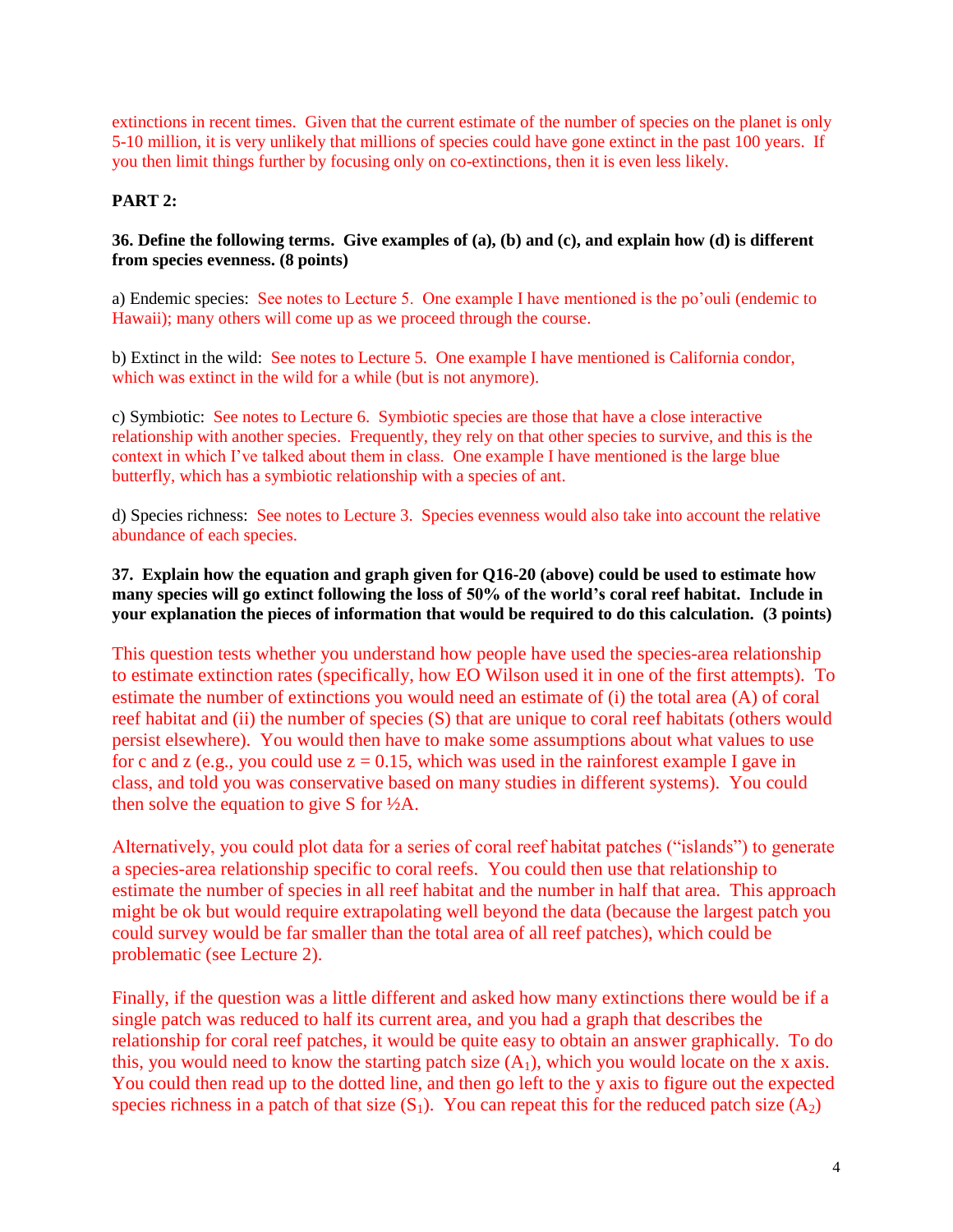extinctions in recent times. Given that the current estimate of the number of species on the planet is only 5-10 million, it is very unlikely that millions of species could have gone extinct in the past 100 years. If you then limit things further by focusing only on co-extinctions, then it is even less likely.

**PART 2:**

**36. Define the following terms. Give examples of (a), (b) and (c), and explain how (d) is different from species evenness. (8 points)**

a) Endemic species: See notes to Lecture 5. One example I have mentioned is the po'ouli (endemic to Hawaii); many others will come up as we proceed through the course.

b) Extinct in the wild: See notes to Lecture 5. One example I have mentioned is California condor, which was extinct in the wild for a while (but is not anymore).

c) Symbiotic: See notes to Lecture 6. Symbiotic species are those that have a close interactive relationship with another species. Frequently, they rely on that other species to survive, and this is the context in which I've talked about them in class. One example I have mentioned is the large blue butterfly, which has a symbiotic relationship with a species of ant.

d) Species richness: See notes to Lecture 3. Species evenness would also take into account the relative abundance of each species.

**37. Explain how the equation and graph given for Q16-20 (above) could be used to estimate how many species will go extinct following the loss of 50% of the world's coral reef habitat. Include in your explanation the pieces of information that would be required to do this calculation. (3 points)**

This question tests whether you understand how people have used the species-area relationship to estimate extinction rates (specifically, how EO Wilson used it in one of the first attempts). To estimate the number of extinctions you would need an estimate of (i) the total area (A) of coral reef habitat and (ii) the number of species (S) that are unique to coral reef habitats (others would persist elsewhere). You would then have to make some assumptions about what values to use for c and z (e.g., you could use $z = 0.15$, which was used in the rainforest example I gave in class, and told you was conservative based on many studies in different systems). You could then solve the equation to give S for $\frac{1}{2}A$.

Alternatively, you could plot data for a series of coral reef habitat patches ("islands") to generate a species-area relationship specific to coral reefs. You could then use that relationship to estimate the number of species in all reef habitat and the number in half that area. This approach might be ok but would require extrapolating well beyond the data (because the largest patch you could survey would be far smaller than the total area of all reef patches), which could be problematic (see Lecture 2).

Finally, if the question was a little different and asked how many extinctions there would be if a single patch was reduced to half its current area, and you had a graph that describes the relationship for coral reef patches, it would be quite easy to obtain an answer graphically. To do this, you would need to know the starting patch size ($A_1$), which you would locate on the x axis. You could then read up to the dotted line, and then go left to the y axis to figure out the expected species richness in a patch of that size ($S_1$). You can repeat this for the reduced patch size ($A_2$)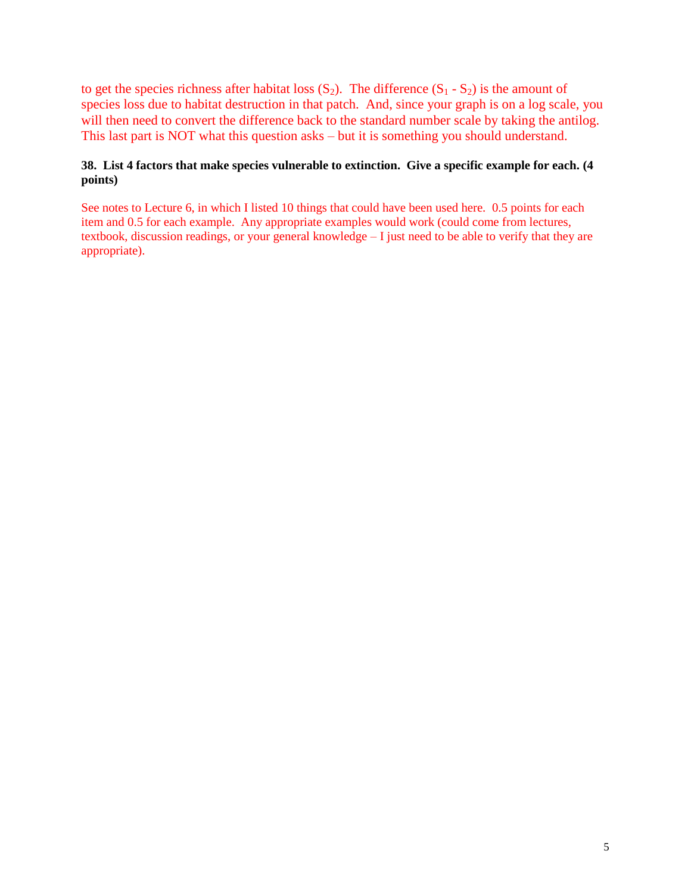to get the species richness after habitat loss ($S_2$). The difference ($S_1$ - $S_2$) is the amount of species loss due to habitat destruction in that patch. And, since your graph is on a log scale, you will then need to convert the difference back to the standard number scale by taking the antilog. This last part is NOT what this question asks – but it is something you should understand.

**38. List 4 factors that make species vulnerable to extinction. Give a specific example for each. (4 points)**

See notes to Lecture 6, in which I listed 10 things that could have been used here. 0.5 points for each item and 0.5 for each example. Any appropriate examples would work (could come from lectures, textbook, discussion readings, or your general knowledge – I just need to be able to verify that they are appropriate).